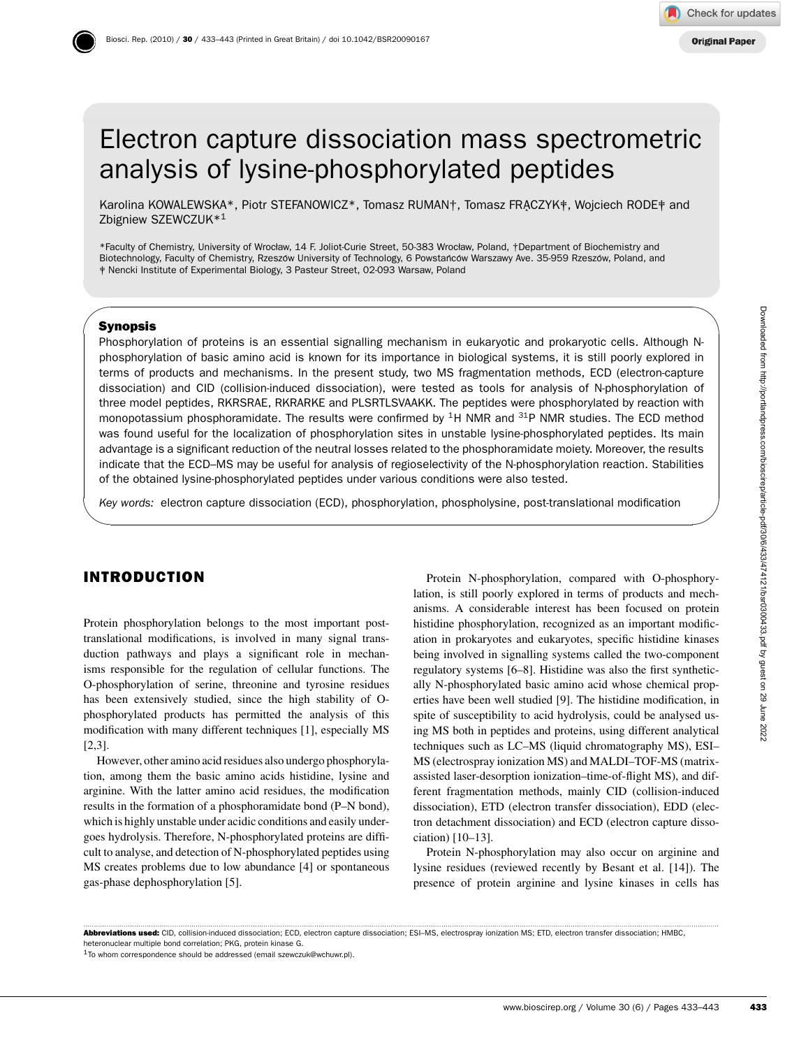# Electron capture dissociation mass spectrometric analysis of lysine-phosphorylated peptides

Karolina KOWALEWSKA*, Piotr STEFANOWICZ*, Tomasz RUMAN†, Tomasz FRĄCZYK‡, Wojciech RODE‡ and Zbigniew SZEWCZUK*[1]

*Faculty of Chemistry, University of Wrocław, 14 F. Joliot-Curie Street, 50-383 Wrocław, Poland, †Department of Biochemistry and Biotechnology, Faculty of Chemistry, Rzeszów University of Technology, 6 Powstańców Warszawy Ave. 35-959 Rzeszów, Poland, and ‡ Nencki Institute of Experimental Biology, 3 Pasteur Street, 02-093 Warsaw, Poland

## Synopsis

Phosphorylation of proteins is an essential signalling mechanism in eukaryotic and prokaryotic cells. Although N-phosphorylation of basic amino acid is known for its importance in biological systems, it is still poorly explored in terms of products and mechanisms. In the present study, two MS fragmentation methods, ECD (electron-capture dissociation) and CID (collision-induced dissociation), were tested as tools for analysis of N-phosphorylation of three model peptides, RKRSRAE, RKRARKE and PLSRTLSVAAKK. The peptides were phosphorylated by reaction with monopotassium phosphoramidate. The results were confirmed by $^{1}$H NMR and $^{31}$P NMR studies. The ECD method was found useful for the localization of phosphorylation sites in unstable lysine-phosphorylated peptides. Its main advantage is a significant reduction of the neutral losses related to the phosphoramidate moiety. Moreover, the results indicate that the ECD–MS may be useful for analysis of regioselectivity of the N-phosphorylation reaction. Stabilities of the obtained lysine-phosphorylated peptides under various conditions were also tested.

*Key words:* electron capture dissociation (ECD), phosphorylation, phospholysine, post-translational modification

## INTRODUCTION

Protein phosphorylation belongs to the most important post-translational modifications, is involved in many signal transduction pathways and plays a significant role in mechanisms responsible for the regulation of cellular functions. The O-phosphorylation of serine, threonine and tyrosine residues has been extensively studied, since the high stability of O-phosphorylated products has permitted the analysis of this modification with many different techniques [1], especially MS [2,3].

However, other amino acid residues also undergo phosphorylation, among them the basic amino acids histidine, lysine and arginine. With the latter amino acid residues, the modification results in the formation of a phosphoramidate bond (P–N bond), which is highly unstable under acidic conditions and easily undergoes hydrolysis. Therefore, N-phosphorylated proteins are difficult to analyse, and detection of N-phosphorylated peptides using MS creates problems due to low abundance [4] or spontaneous gas-phase dephosphorylation [5].

Protein N-phosphorylation, compared with O-phosphorylation, is still poorly explored in terms of products and mechanisms. A considerable interest has been focused on protein histidine phosphorylation, recognized as an important modification in prokaryotes and eukaryotes, specific histidine kinases being involved in signalling systems called the two-component regulatory systems [6–8]. Histidine was also the first synthetically N-phosphorylated basic amino acid whose chemical properties have been well studied [9]. The histidine modification, in spite of susceptibility to acid hydrolysis, could be analysed using MS both in peptides and proteins, using different analytical techniques such as LC–MS (liquid chromatography MS), ESI–MS (electrospray ionization MS) and MALDI–TOF-MS (matrix-assisted laser-desorption ionization–time-of-flight MS), and different fragmentation methods, mainly CID (collision-induced dissociation), ETD (electron transfer dissociation), EDD (electron detachment dissociation) and ECD (electron capture dissociation) [10–13].

Protein N-phosphorylation may also occur on arginine and lysine residues (reviewed recently by Besant et al. [14]). The presence of protein arginine and lysine kinases in cells has

**Abbreviations used:** CID, collision-induced dissociation; ECD, electron capture dissociation; ESI–MS, electrospray ionization MS; ETD, electron transfer dissociation; HMBC, heteronuclear multiple bond correlation; PKG, protein kinase G.

[1] To whom correspondence should be addressed (email szewczuk@wchuwr.pl).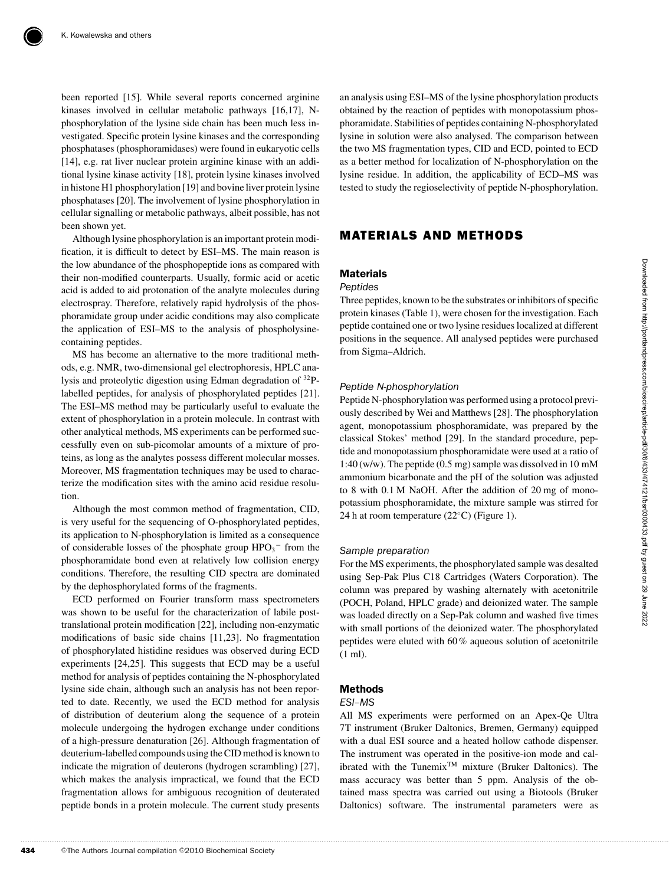been reported [15]. While several reports concerned arginine kinases involved in cellular metabolic pathways [16,17], N-phosphorylation of the lysine side chain has been much less investigated. Specific protein lysine kinases and the corresponding phosphatases (phosphoramidases) were found in eukaryotic cells [14], e.g. rat liver nuclear protein arginine kinase with an additional lysine kinase activity [18], protein lysine kinases involved in histone H1 phosphorylation [19] and bovine liver protein lysine phosphatases [20]. The involvement of lysine phosphorylation in cellular signalling or metabolic pathways, albeit possible, has not been shown yet.

Although lysine phosphorylation is an important protein modification, it is difficult to detect by ESI–MS. The main reason is the low abundance of the phosphopeptide ions as compared with their non-modified counterparts. Usually, formic acid or acetic acid is added to aid protonation of the analyte molecules during electrospray. Therefore, relatively rapid hydrolysis of the phosphoramidate group under acidic conditions may also complicate the application of ESI–MS to the analysis of phospholysine-containing peptides.

MS has become an alternative to the more traditional methods, e.g. NMR, two-dimensional gel electrophoresis, HPLC analysis and proteolytic digestion using Edman degradation of $^{32}$P-labelled peptides, for analysis of phosphorylated peptides [21]. The ESI–MS method may be particularly useful to evaluate the extent of phosphorylation in a protein molecule. In contrast with other analytical methods, MS experiments can be performed successfully even on sub-picomolar amounts of a mixture of proteins, as long as the analytes possess different molecular mosses. Moreover, MS fragmentation techniques may be used to characterize the modification sites with the amino acid residue resolution.

Although the most common method of fragmentation, CID, is very useful for the sequencing of O-phosphorylated peptides, its application to N-phosphorylation is limited as a consequence of considerable losses of the phosphate group $HPO_3^-$ from the phosphoramidate bond even at relatively low collision energy conditions. Therefore, the resulting CID spectra are dominated by the dephosphorylated forms of the fragments.

ECD performed on Fourier transform mass spectrometers was shown to be useful for the characterization of labile post-translational protein modification [22], including non-enzymatic modifications of basic side chains [11,23]. No fragmentation of phosphorylated histidine residues was observed during ECD experiments [24,25]. This suggests that ECD may be a useful method for analysis of peptides containing the N-phosphorylated lysine side chain, although such an analysis has not been reported to date. Recently, we used the ECD method for analysis of distribution of deuterium along the sequence of a protein molecule undergoing the hydrogen exchange under conditions of a high-pressure denaturation [26]. Although fragmentation of deuterium-labelled compounds using the CID method is known to indicate the migration of deuterons (hydrogen scrambling) [27], which makes the analysis impractical, we found that the ECD fragmentation allows for ambiguous recognition of deuterated peptide bonds in a protein molecule. The current study presents an analysis using ESI–MS of the lysine phosphorylation products obtained by the reaction of peptides with monopotassium phosphoramidate. Stabilities of peptides containing N-phosphorylated lysine in solution were also analysed. The comparison between the two MS fragmentation types, CID and ECD, pointed to ECD as a better method for localization of N-phosphorylation on the lysine residue. In addition, the applicability of ECD–MS was tested to study the regioselectivity of peptide N-phosphorylation.

## MATERIALS AND METHODS

### Materials

#### *Peptides*

Three peptides, known to be the substrates or inhibitors of specific protein kinases (Table 1), were chosen for the investigation. Each peptide contained one or two lysine residues localized at different positions in the sequence. All analysed peptides were purchased from Sigma–Aldrich.

#### *Peptide N-phosphorylation*

Peptide N-phosphorylation was performed using a protocol previously described by Wei and Matthews [28]. The phosphorylation agent, monopotassium phosphoramidate, was prepared by the classical Stokes' method [29]. In the standard procedure, peptide and monopotassium phosphoramidate were used at a ratio of 1:40 (w/w). The peptide (0.5 mg) sample was dissolved in 10 mM ammonium bicarbonate and the pH of the solution was adjusted to 8 with 0.1 M NaOH. After the addition of 20 mg of monopotassium phosphoramidate, the mixture sample was stirred for 24 h at room temperature (22°C) (Figure 1).

#### *Sample preparation*

For the MS experiments, the phosphorylated sample was desalted using Sep-Pak Plus C18 Cartridges (Waters Corporation). The column was prepared by washing alternately with acetonitrile (POCH, Poland, HPLC grade) and deionized water. The sample was loaded directly on a Sep-Pak column and washed five times with small portions of the deionized water. The phosphorylated peptides were eluted with 60 % aqueous solution of acetonitrile (1 ml).

### Methods

#### *ESI–MS*

All MS experiments were performed on an Apex-Qe Ultra 7T instrument (Bruker Daltonics, Bremen, Germany) equipped with a dual ESI source and a heated hollow cathode dispenser. The instrument was operated in the positive-ion mode and calibrated with the Tunemix™ mixture (Bruker Daltonics). The mass accuracy was better than 5 ppm. Analysis of the obtained mass spectra was carried out using a Biotools (Bruker Daltonics) software. The instrumental parameters were as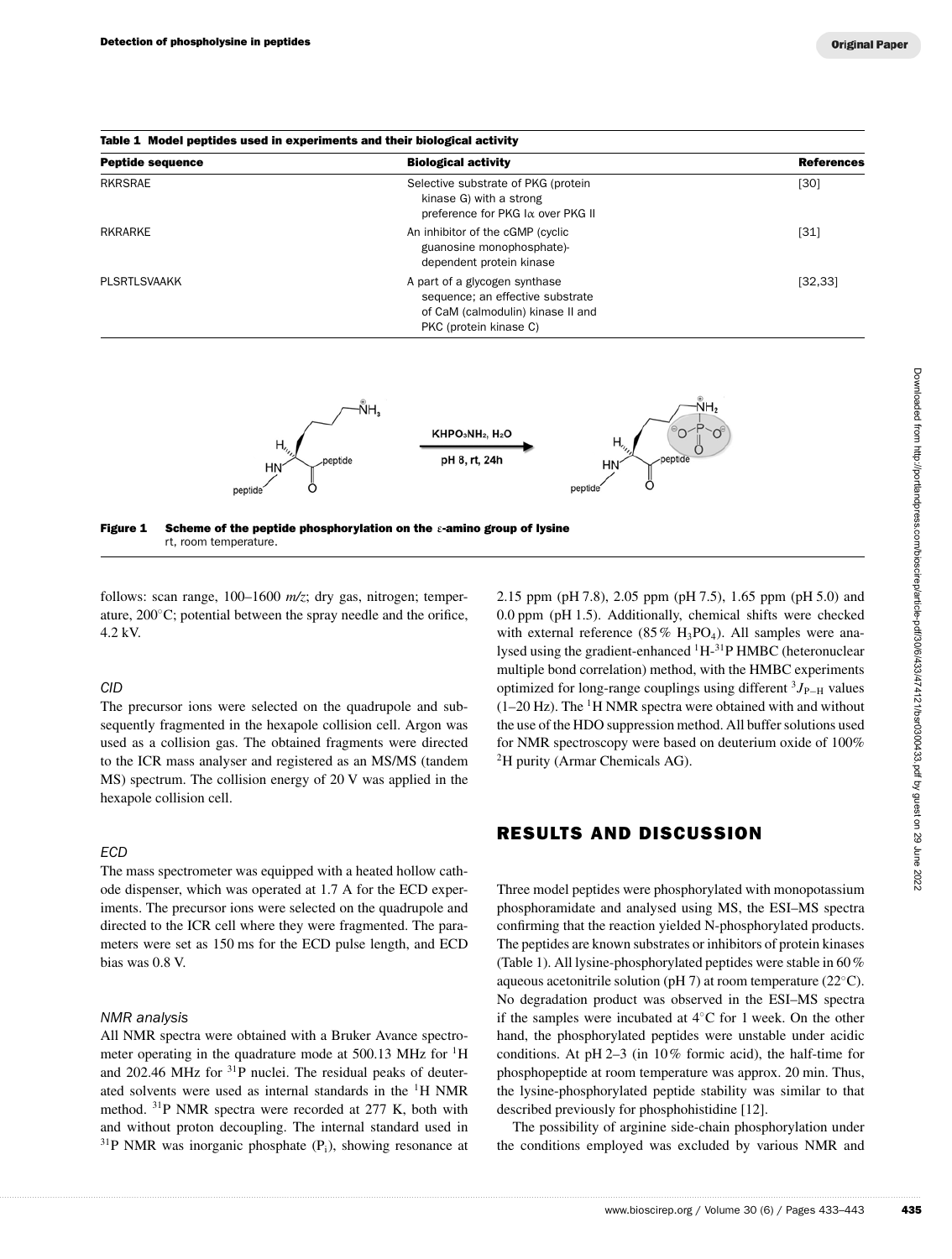**Table 1 Model peptides used in experiments and their biological activity**

| Peptide sequence | Biological activity | References |
| --- | --- | --- |
| RKRSRAE | Selective substrate of PKG (protein kinase G) with a strong preference for PKG Iα over PKG II | [30] |
| RKRARKE | An inhibitor of the cGMP (cyclic guanosine monophosphate)-dependent protein kinase | [31] |
| PLSRTLSVAAKK | A part of a glycogen synthase sequence; an effective substrate of CaM (calmodulin) kinase II and PKC (protein kinase C) | [32,33] |

**Figure 1 Scheme of the peptide phosphorylation on the ε-amino group of lysine**
rt, room temperature.

follows: scan range, 100–1600 *m/z*; dry gas, nitrogen; temperature, 200°C; potential between the spray needle and the orifice, 4.2 kV.

### CID

The precursor ions were selected on the quadrupole and subsequently fragmented in the hexapole collision cell. Argon was used as a collision gas. The obtained fragments were directed to the ICR mass analyser and registered as an MS/MS (tandem MS) spectrum. The collision energy of 20 V was applied in the hexapole collision cell.

### ECD

The mass spectrometer was equipped with a heated hollow cathode dispenser, which was operated at 1.7 A for the ECD experiments. The precursor ions were selected on the quadrupole and directed to the ICR cell where they were fragmented. The parameters were set as 150 ms for the ECD pulse length, and ECD bias was 0.8 V.

### NMR analysis

All NMR spectra were obtained with a Bruker Avance spectrometer operating in the quadrature mode at 500.13 MHz for $^{1}$H and 202.46 MHz for $^{31}$P nuclei. The residual peaks of deuterated solvents were used as internal standards in the $^{1}$H NMR method. $^{31}$P NMR spectra were recorded at 277 K, both with and without proton decoupling. The internal standard used in $^{31}$P NMR was inorganic phosphate ($P_i$), showing resonance at 2.15 ppm (pH 7.8), 2.05 ppm (pH 7.5), 1.65 ppm (pH 5.0) and 0.0 ppm (pH 1.5). Additionally, chemical shifts were checked with external reference (85% $H_3PO_4$). All samples were analysed using the gradient-enhanced $^{1}$H-$^{31}$P HMBC (heteronuclear multiple bond correlation) method, with the HMBC experiments optimized for long-range couplings using different $^{3}J_{P-H}$ values (1–20 Hz). The $^{1}$H NMR spectra were obtained with and without the use of the HDO suppression method. All buffer solutions used for NMR spectroscopy were based on deuterium oxide of 100% $^{2}$H purity (Armar Chemicals AG).

## RESULTS AND DISCUSSION

Three model peptides were phosphorylated with monopotassium phosphoramidate and analysed using MS, the ESI–MS spectra confirming that the reaction yielded N-phosphorylated products. The peptides are known substrates or inhibitors of protein kinases (Table 1). All lysine-phosphorylated peptides were stable in 60% aqueous acetonitrile solution (pH 7) at room temperature (22°C). No degradation product was observed in the ESI–MS spectra if the samples were incubated at 4°C for 1 week. On the other hand, the phosphorylated peptides were unstable under acidic conditions. At pH 2–3 (in 10% formic acid), the half-time for phosphopeptide at room temperature was approx. 20 min. Thus, the lysine-phosphorylated peptide stability was similar to that described previously for phosphohistidine [12].

The possibility of arginine side-chain phosphorylation under the conditions employed was excluded by various NMR and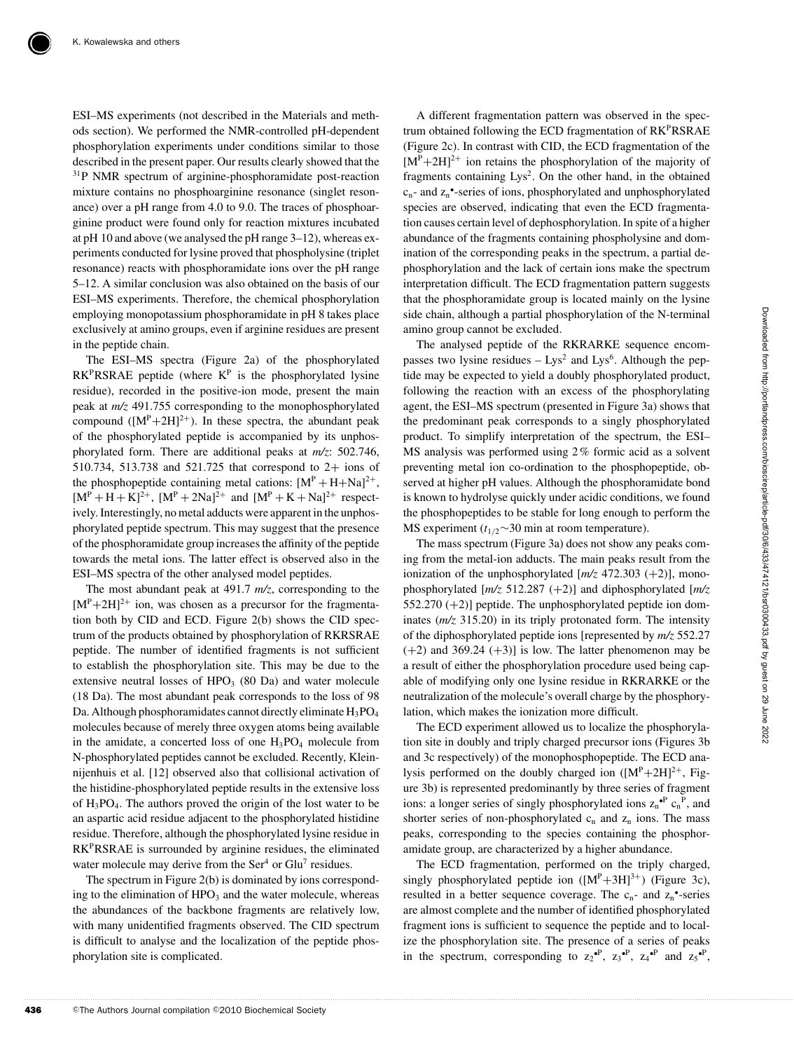ESI–MS experiments (not described in the Materials and methods section). We performed the NMR-controlled pH-dependent phosphorylation experiments under conditions similar to those described in the present paper. Our results clearly showed that the $^{31}$P NMR spectrum of arginine-phosphoramidate post-reaction mixture contains no phosphoarginine resonance (singlet resonance) over a pH range from 4.0 to 9.0. The traces of phosphoarginine product were found only for reaction mixtures incubated at pH 10 and above (we analysed the pH range 3–12), whereas experiments conducted for lysine proved that phospholysine (triplet resonance) reacts with phosphoramidate ions over the pH range 5–12. A similar conclusion was also obtained on the basis of our ESI–MS experiments. Therefore, the chemical phosphorylation employing monopotassium phosphoramidate in pH 8 takes place exclusively at amino groups, even if arginine residues are present in the peptide chain.

The ESI–MS spectra (Figure 2a) of the phosphorylated RK$^P$RSRAE peptide (where K$^P$ is the phosphorylated lysine residue), recorded in the positive-ion mode, present the main peak at *m/z* 491.755 corresponding to the monophosphorylated compound ($[M^P+2H]^{2+}$). In these spectra, the abundant peak of the phosphorylated peptide is accompanied by its unphosphorylated form. There are additional peaks at *m/z*: 502.746, 510.734, 513.738 and 521.725 that correspond to 2+ ions of the phosphopeptide containing metal cations: $[M^P+H+Na]^{2+}$, $[M^P+H+K]^{2+}$, $[M^P+2Na]^{2+}$ and $[M^P+K+Na]^{2+}$ respectively. Interestingly, no metal adducts were apparent in the unphosphorylated peptide spectrum. This may suggest that the presence of the phosphoramidate group increases the affinity of the peptide towards the metal ions. The latter effect is observed also in the ESI–MS spectra of the other analysed model peptides.

The most abundant peak at 491.7 *m/z*, corresponding to the $[M^P+2H]^{2+}$ ion, was chosen as a precursor for the fragmentation both by CID and ECD. Figure 2(b) shows the CID spectrum of the products obtained by phosphorylation of RKRSRAE peptide. The number of identified fragments is not sufficient to establish the phosphorylation site. This may be due to the extensive neutral losses of $HPO_3$ (80 Da) and water molecule (18 Da). The most abundant peak corresponds to the loss of 98 Da. Although phosphoramidates cannot directly eliminate $H_3PO_4$ molecules because of merely three oxygen atoms being available in the amidate, a concerted loss of one $H_3PO_4$ molecule from N-phosphorylated peptides cannot be excluded. Recently, Kleinnijenhuis et al. [12] observed also that collisional activation of the histidine-phosphorylated peptide results in the extensive loss of $H_3PO_4$. The authors proved the origin of the lost water to be an aspartic acid residue adjacent to the phosphorylated histidine residue. Therefore, although the phosphorylated lysine residue in RK$^P$RSRAE is surrounded by arginine residues, the eliminated water molecule may derive from the Ser$^4$ or Glu$^7$ residues.

The spectrum in Figure 2(b) is dominated by ions corresponding to the elimination of $HPO_3$ and the water molecule, whereas the abundances of the backbone fragments are relatively low, with many unidentified fragments observed. The CID spectrum is difficult to analyse and the localization of the peptide phosphorylation site is complicated.

A different fragmentation pattern was observed in the spectrum obtained following the ECD fragmentation of RK$^P$RSRAE (Figure 2c). In contrast with CID, the ECD fragmentation of the $[M^P+2H]^{2+}$ ion retains the phosphorylation of the majority of fragments containing Lys$^2$. On the other hand, in the obtained $c_n$- and $z_n^{\bullet}$-series of ions, phosphorylated and unphosphorylated species are observed, indicating that even the ECD fragmentation causes certain level of dephosphorylation. In spite of a higher abundance of the fragments containing phospholysine and domination of the corresponding peaks in the spectrum, a partial dephosphorylation and the lack of certain ions make the spectrum interpretation difficult. The ECD fragmentation pattern suggests that the phosphoramidate group is located mainly on the lysine side chain, although a partial phosphorylation of the N-terminal amino group cannot be excluded.

The analysed peptide of the RKRARKE sequence encompasses two lysine residues – Lys$^2$ and Lys$^6$. Although the peptide may be expected to yield a doubly phosphorylated product, following the reaction with an excess of the phosphorylating agent, the ESI–MS spectrum (presented in Figure 3a) shows that the predominant peak corresponds to a singly phosphorylated product. To simplify interpretation of the spectrum, the ESI–MS analysis was performed using 2% formic acid as a solvent preventing metal ion co-ordination to the phosphopeptide, observed at higher pH values. Although the phosphoramidate bond is known to hydrolyse quickly under acidic conditions, we found the phosphopeptides to be stable for long enough to perform the MS experiment ($t_{1/2}$~30 min at room temperature).

The mass spectrum (Figure 3a) does not show any peaks coming from the metal-ion adducts. The main peaks result from the ionization of the unphosphorylated [*m/z* 472.303 (+2)], monophosphorylated [*m/z* 512.287 (+2)] and diphosphorylated [*m/z* 552.270 (+2)] peptide. The unphosphorylated peptide ion dominates (*m/z* 315.20) in its triply protonated form. The intensity of the diphosphorylated peptide ions [represented by *m/z* 552.27 (+2) and 369.24 (+3)] is low. The latter phenomenon may be a result of either the phosphorylation procedure used being capable of modifying only one lysine residue in RKRARKE or the neutralization of the molecule's overall charge by the phosphorylation, which makes the ionization more difficult.

The ECD experiment allowed us to localize the phosphorylation site in doubly and triply charged precursor ions (Figures 3b and 3c respectively) of the monophosphopeptide. The ECD analysis performed on the doubly charged ion ($[M^P+2H]^{2+}$, Figure 3b) is represented predominantly by three series of fragment ions: a longer series of singly phosphorylated ions $z_n^{\bullet P}$ $c_n^{P}$, and shorter series of non-phosphorylated $c_n$ and $z_n$ ions. The mass peaks, corresponding to the species containing the phosphoramidate group, are characterized by a higher abundance.

The ECD fragmentation, performed on the triply charged, singly phosphorylated peptide ion ($[M^P+3H]^{3+}$) (Figure 3c), resulted in a better sequence coverage. The $c_n$- and $z_n^{\bullet}$-series are almost complete and the number of identified phosphorylated fragment ions is sufficient to sequence the peptide and to localize the phosphorylation site. The presence of a series of peaks in the spectrum, corresponding to $z_2^{\bullet P}$, $z_3^{\bullet P}$, $z_4^{\bullet P}$ and $z_5^{\bullet P}$,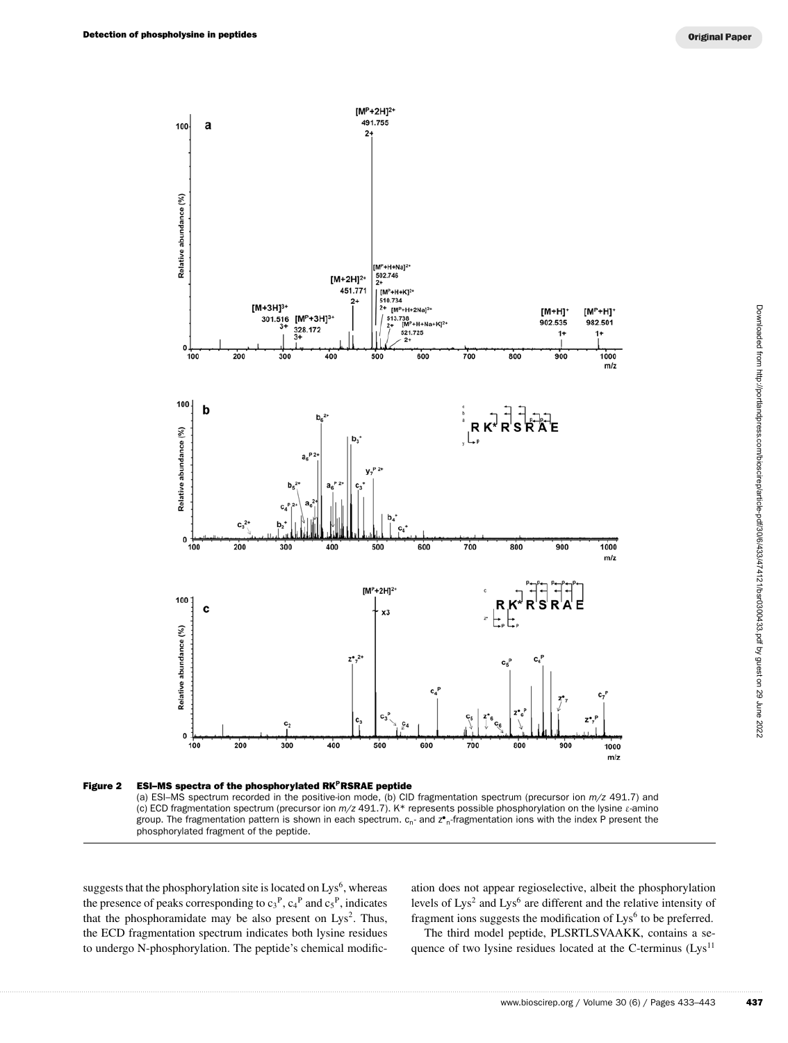**Figure 2 ESI–MS spectra of the phosphorylated RK$^{P}$RSRAE peptide**

(a) ESI–MS spectrum recorded in the positive-ion mode, (b) CID fragmentation spectrum (precursor ion *m/z* 491.7) and (c) ECD fragmentation spectrum (precursor ion *m/z* 491.7). K* represents possible phosphorylation on the lysine ε-amino group. The fragmentation pattern is shown in each spectrum. $c_n$- and $z^{\bullet}_n$-fragmentation ions with the index P present the phosphorylated fragment of the peptide.

suggests that the phosphorylation site is located on $Lys^6$, whereas the presence of peaks corresponding to $c_3^P$, $c_4^P$ and $c_5^P$, indicates that the phosphoramidate may be also present on $Lys^2$. Thus, the ECD fragmentation spectrum indicates both lysine residues to undergo N-phosphorylation. The peptide's chemical modification does not appear regioselective, albeit the phosphorylation levels of $Lys^2$ and $Lys^6$ are different and the relative intensity of fragment ions suggests the modification of $Lys^6$ to be preferred.

The third model peptide, PLSRTLSVAAKK, contains a sequence of two lysine residues located at the C-terminus ($Lys^{11}$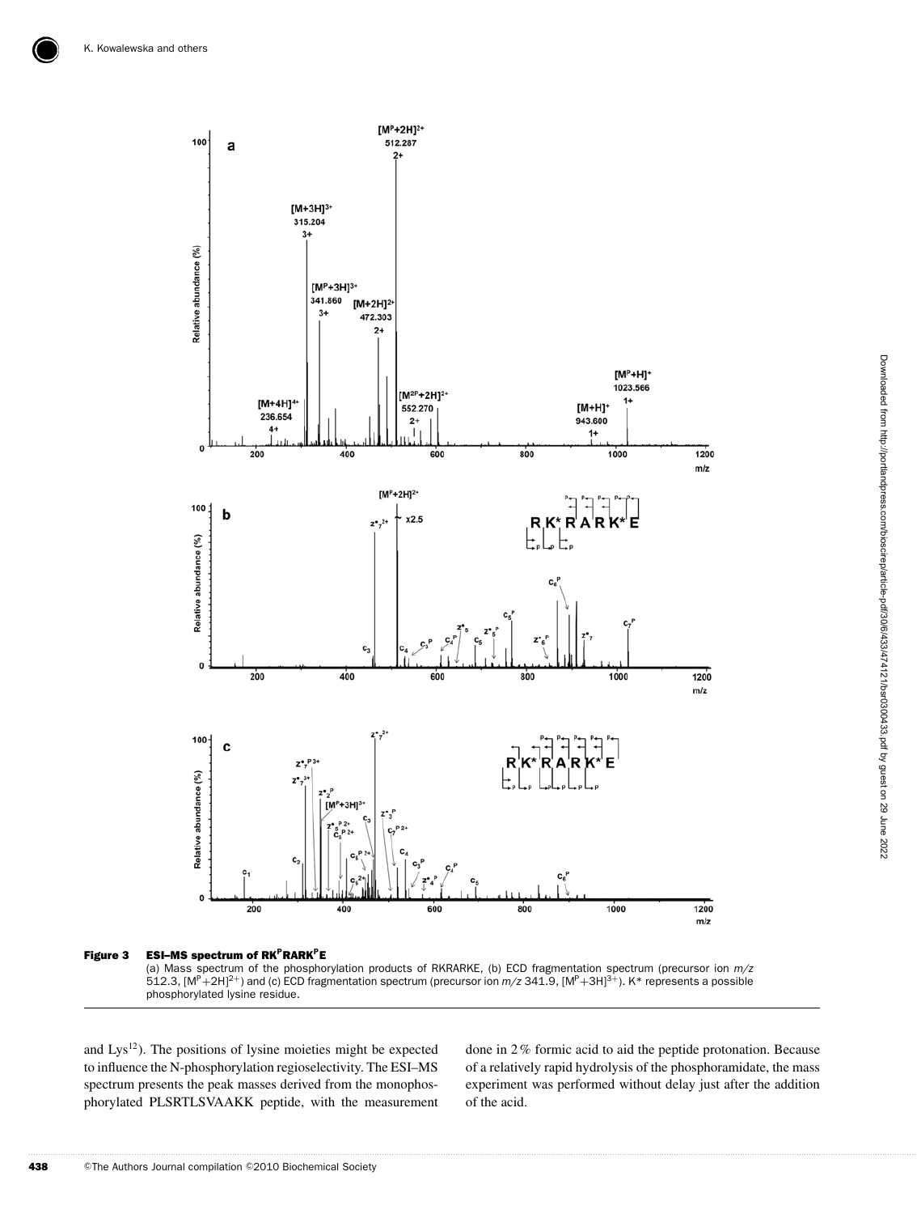**Figure 3 ESI–MS spectrum of RK$^{P}$RARK$^{P}$E**

(a) Mass spectrum of the phosphorylation products of RKRARKE, (b) ECD fragmentation spectrum (precursor ion $m/z$ 512.3, $[M^{P}+2H]^{2+}$) and (c) ECD fragmentation spectrum (precursor ion $m/z$ 341.9, $[M^{P}+3H]^{3+}$). K* represents a possible phosphorylated lysine residue.

and Lys[12]). The positions of lysine moieties might be expected to influence the N-phosphorylation regioselectivity. The ESI–MS spectrum presents the peak masses derived from the monophosphorylated PLSRTLSVAAKK peptide, with the measurement done in 2% formic acid to aid the peptide protonation. Because of a relatively rapid hydrolysis of the phosphoramidate, the mass experiment was performed without delay just after the addition of the acid.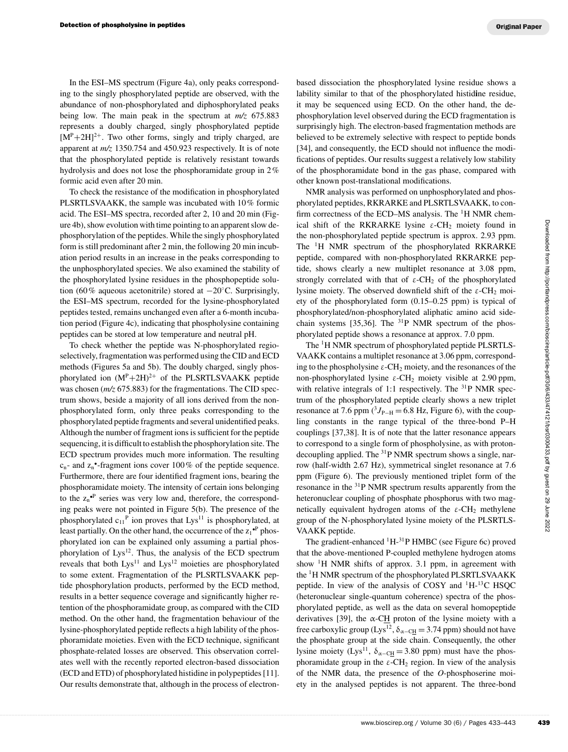In the ESI–MS spectrum (Figure 4a), only peaks corresponding to the singly phosphorylated peptide are observed, with the abundance of non-phosphorylated and diphosphorylated peaks being low. The main peak in the spectrum at *m/z* 675.883 represents a doubly charged, singly phosphorylated peptide $[M^P+2H]^{2+}$. Two other forms, singly and triply charged, are apparent at *m/z* 1350.754 and 450.923 respectively. It is of note that the phosphorylated peptide is relatively resistant towards hydrolysis and does not lose the phosphoramidate group in 2% formic acid even after 20 min.

To check the resistance of the modification in phosphorylated PLSRTLSVAAKK, the sample was incubated with 10% formic acid. The ESI–MS spectra, recorded after 2, 10 and 20 min (Figure 4b), show evolution with time pointing to an apparent slow dephosphorylation of the peptides. While the singly phosphorylated form is still predominant after 2 min, the following 20 min incubation period results in an increase in the peaks corresponding to the unphosphorylated species. We also examined the stability of the phosphorylated lysine residues in the phosphopeptide solution (60% aqueous acetonitrile) stored at −20°C. Surprisingly, the ESI–MS spectrum, recorded for the lysine-phosphorylated peptides tested, remains unchanged even after a 6-month incubation period (Figure 4c), indicating that phospholysine containing peptides can be stored at low temperature and neutral pH.

To check whether the peptide was N-phosphorylated regioselectively, fragmentation was performed using the CID and ECD methods (Figures 5a and 5b). The doubly charged, singly phosphorylated ion $(M^P+2H)^{2+}$ of the PLSRTLSVAAKK peptide was chosen (*m/z* 675.883) for the fragmentations. The CID spectrum shows, beside a majority of all ions derived from the non-phosphorylated form, only three peaks corresponding to the phosphorylated peptide fragments and several unidentified peaks. Although the number of fragment ions is sufficient for the peptide sequencing, it is difficult to establish the phosphorylation site. The ECD spectrum provides much more information. The resulting $c_n$- and $z_n^{\bullet}$-fragment ions cover 100% of the peptide sequence. Furthermore, there are four identified fragment ions, bearing the phosphoramidate moiety. The intensity of certain ions belonging to the $z_n^{\bullet P}$ series was very low and, therefore, the corresponding peaks were not pointed in Figure 5(b). The presence of the phosphorylated $c_{11}^{P}$ ion proves that Lys[11] is phosphorylated, at least partially. On the other hand, the occurrence of the $z_1^{\bullet P}$ phosphorylated ion can be explained only assuming a partial phosphorylation of Lys[12]. Thus, the analysis of the ECD spectrum reveals that both Lys[11] and Lys[12] moieties are phosphorylated to some extent. Fragmentation of the PLSRTLSVAAKK peptide phosphorylation products, performed by the ECD method, results in a better sequence coverage and significantly higher retention of the phosphoramidate group, as compared with the CID method. On the other hand, the fragmentation behaviour of the lysine-phosphorylated peptide reflects a high lability of the phosphoramidate moieties. Even with the ECD technique, significant phosphate-related losses are observed. This observation correlates well with the recently reported electron-based dissociation (ECD and ETD) of phosphorylated histidine in polypeptides [11]. Our results demonstrate that, although in the process of electron-based dissociation the phosphorylated lysine residue shows a lability similar to that of the phosphorylated histidine residue, it may be sequenced using ECD. On the other hand, the dephosphorylation level observed during the ECD fragmentation is surprisingly high. The electron-based fragmentation methods are believed to be extremely selective with respect to peptide bonds [34], and consequently, the ECD should not influence the modifications of peptides. Our results suggest a relatively low stability of the phosphoramidate bond in the gas phase, compared with other known post-translational modifications.

NMR analysis was performed on unphosphorylated and phosphorylated peptides, RKRARKE and PLSRTLSVAAKK, to confirm correctness of the ECD–MS analysis. The $^1$H NMR chemical shift of the RKRARKE lysine $\varepsilon$-$CH_2$ moiety found in the non-phosphorylated peptide spectrum is approx. 2.93 ppm. The $^1$H NMR spectrum of the phosphorylated RKRARKE peptide, compared with non-phosphorylated RKRARKE peptide, shows clearly a new multiplet resonance at 3.08 ppm, strongly correlated with that of $\varepsilon$-$CH_2$ of the phosphorylated lysine moiety. The observed downfield shift of the $\varepsilon$-$CH_2$ moiety of the phosphorylated form (0.15–0.25 ppm) is typical of phosphorylated/non-phosphorylated aliphatic amino acid side-chain systems [35,36]. The $^{31}$P NMR spectrum of the phosphorylated peptide shows a resonance at approx. 7.0 ppm.

The $^1$H NMR spectrum of phosphorylated peptide PLSRTLSVAAKK contains a multiplet resonance at 3.06 ppm, corresponding to the phospholysine $\varepsilon$-$CH_2$ moiety, and the resonances of the non-phosphorylated lysine $\varepsilon$-$CH_2$ moiety visible at 2.90 ppm, with relative integrals of 1:1 respectively. The $^{31}$P NMR spectrum of the phosphorylated peptide clearly shows a new triplet resonance at 7.6 ppm ($^3J_{P-H} = 6.8$ Hz, Figure 6), with the coupling constants in the range typical of the three-bond P–H couplings [37,38]. It is of note that the latter resonance appears to correspond to a single form of phospholysine, as with proton-decoupling applied. The $^{31}$P NMR spectrum shows a single, narrow (half-width 2.67 Hz), symmetrical singlet resonance at 7.6 ppm (Figure 6). The previously mentioned triplet form of the resonance in the $^{31}$P NMR spectrum results apparently from the heteronuclear coupling of phosphate phosphorus with two magnetically equivalent hydrogen atoms of the $\varepsilon$-$CH_2$ methylene group of the N-phosphorylated lysine moiety of the PLSRTLSVAAKK peptide.

The gradient-enhanced $^1$H-$^{31}$P HMBC (see Figure 6c) proved that the above-mentioned P-coupled methylene hydrogen atoms show $^1$H NMR shifts of approx. 3.1 ppm, in agreement with the $^1$H NMR spectrum of the phosphorylated PLSRTLSVAAKK peptide. In view of the analysis of COSY and $^1$H-$^{13}$C HSQC (heteronuclear single-quantum coherence) spectra of the phosphorylated peptide, as well as the data on several homopeptide derivatives [39], the $\alpha$-C$\underline{H}$ proton of the lysine moiety with a free carboxylic group (Lys[12], $\delta_{\alpha-C\underline{H}} = 3.74$ ppm) should not have the phosphate group at the side chain. Consequently, the other lysine moiety (Lys[11], $\delta_{\alpha-C\underline{H}} = 3.80$ ppm) must have the phosphoramidate group in the $\varepsilon$-$CH_2$ region. In view of the analysis of the NMR data, the presence of the *O*-phosphoserine moiety in the analysed peptides is not apparent. The three-bond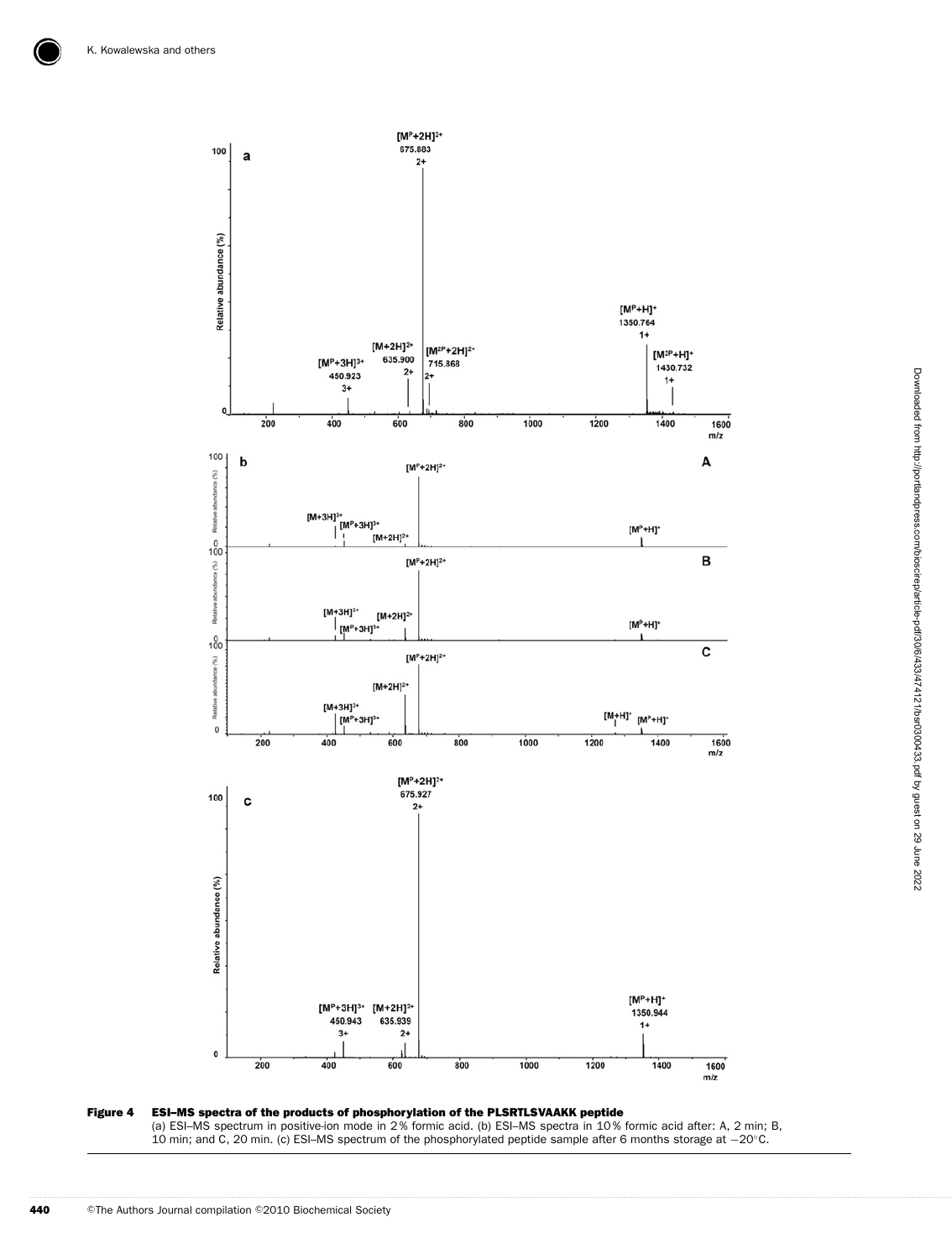**Figure 4 ESI–MS spectra of the products of phosphorylation of the PLSRTLSVAAKK peptide**

(a) ESI–MS spectrum in positive-ion mode in 2% formic acid. (b) ESI–MS spectra in 10% formic acid after: A, 2 min; B, 10 min; and C, 20 min. (c) ESI–MS spectrum of the phosphorylated peptide sample after 6 months storage at −20°C.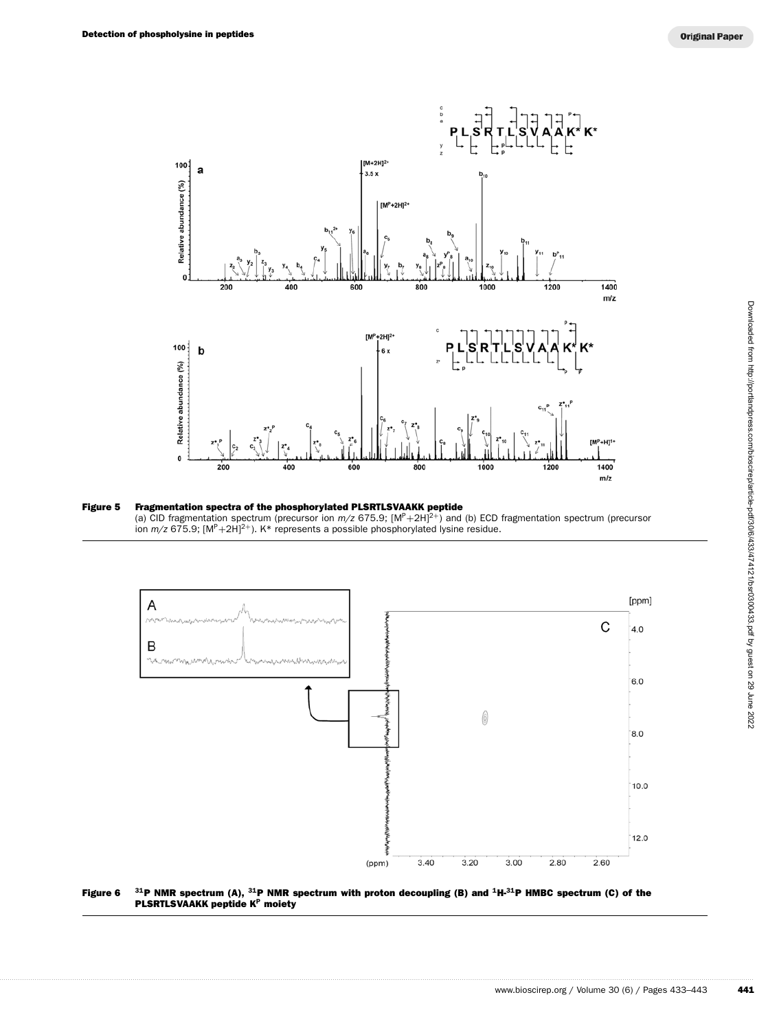**Figure 5 Fragmentation spectra of the phosphorylated PLSRTLSVAAKK peptide**

(a) CID fragmentation spectrum (precursor ion *m/z* 675.9; $[M^P+2H]^{2+}$) and (b) ECD fragmentation spectrum (precursor ion *m/z* 675.9; $[M^P+2H]^{2+}$). K* represents a possible phosphorylated lysine residue.

**Figure 6 $^{31}$P NMR spectrum (A), $^{31}$P NMR spectrum with proton decoupling (B) and $^{1}$H-$^{31}$P HMBC spectrum (C) of the PLSRTLSVAAKK peptide $K^P$ moiety**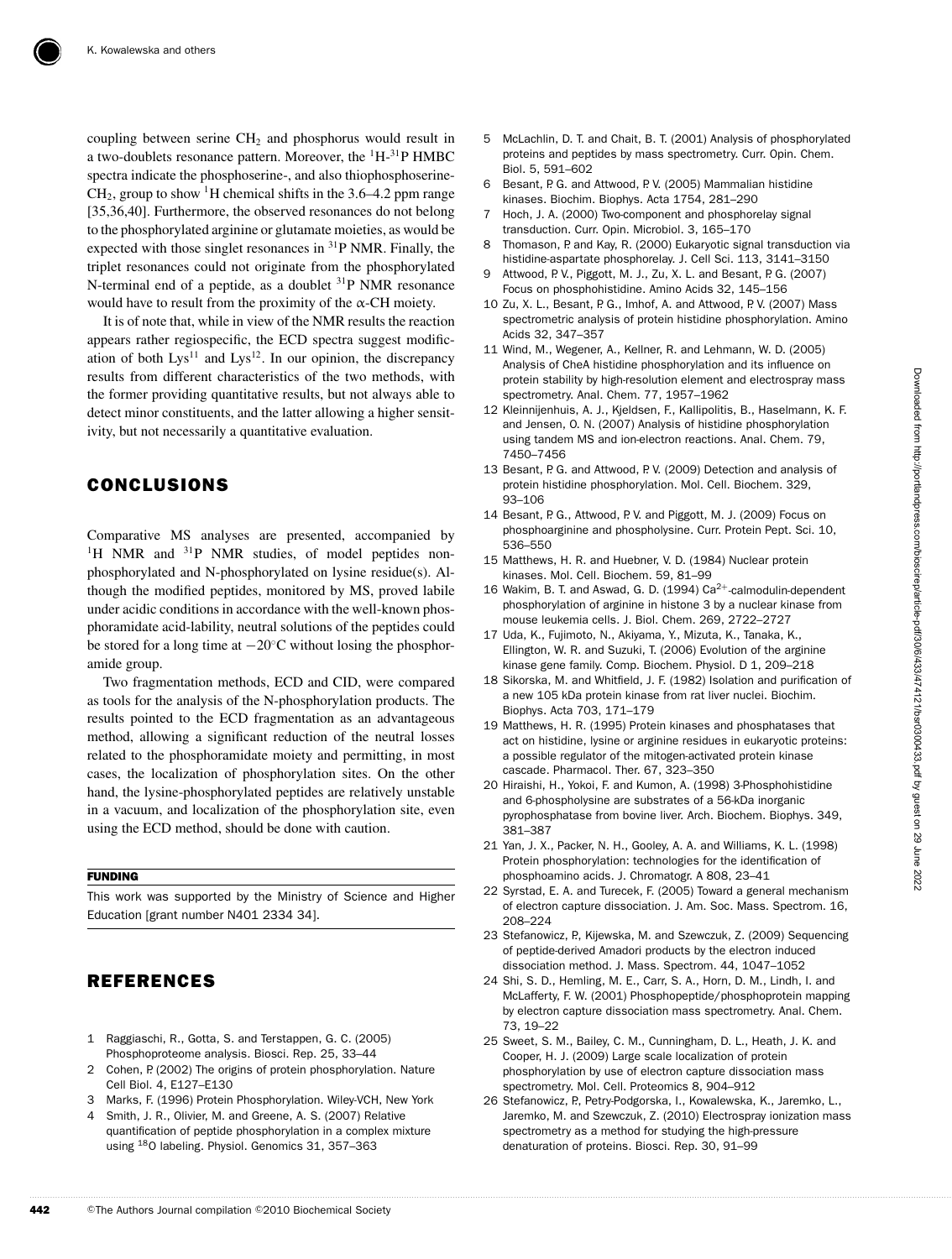coupling between serine $CH_2$ and phosphorus would result in a two-doublets resonance pattern. Moreover, the $^{1}H$-$^{31}P$ HMBC spectra indicate the phosphoserine-, and also thiophosphoserine-$CH_2$, group to show $^{1}H$ chemical shifts in the 3.6–4.2 ppm range [35,36,40]. Furthermore, the observed resonances do not belong to the phosphorylated arginine or glutamate moieties, as would be expected with those singlet resonances in $^{31}P$ NMR. Finally, the triplet resonances could not originate from the phosphorylated N-terminal end of a peptide, as a doublet $^{31}P$ NMR resonance would have to result from the proximity of the α-CH moiety.

It is of note that, while in view of the NMR results the reaction appears rather regiospecific, the ECD spectra suggest modification of both $Lys^{11}$ and $Lys^{12}$. In our opinion, the discrepancy results from different characteristics of the two methods, with the former providing quantitative results, but not always able to detect minor constituents, and the latter allowing a higher sensitivity, but not necessarily a quantitative evaluation.

## CONCLUSIONS

Comparative MS analyses are presented, accompanied by $^{1}H$ NMR and $^{31}P$ NMR studies, of model peptides non-phosphorylated and N-phosphorylated on lysine residue(s). Although the modified peptides, monitored by MS, proved labile under acidic conditions in accordance with the well-known phosphoramidate acid-lability, neutral solutions of the peptides could be stored for a long time at $-20^{\circ}C$ without losing the phosphoramide group.

Two fragmentation methods, ECD and CID, were compared as tools for the analysis of the N-phosphorylation products. The results pointed to the ECD fragmentation as an advantageous method, allowing a significant reduction of the neutral losses related to the phosphoramidate moiety and permitting, in most cases, the localization of phosphorylation sites. On the other hand, the lysine-phosphorylated peptides are relatively unstable in a vacuum, and localization of the phosphorylation site, even using the ECD method, should be done with caution.

#### FUNDING

This work was supported by the Ministry of Science and Higher Education [grant number N401 2334 34].

## REFERENCES

1 Raggiaschi, R., Gotta, S. and Terstappen, G. C. (2005) Phosphoproteome analysis. Biosci. Rep. 25, 33–44

2 Cohen, P. (2002) The origins of protein phosphorylation. Nature Cell Biol. 4, E127–E130

3 Marks, F. (1996) Protein Phosphorylation. Wiley-VCH, New York

4 Smith, J. R., Olivier, M. and Greene, A. S. (2007) Relative quantification of peptide phosphorylation in a complex mixture using $^{18}O$ labeling. Physiol. Genomics 31, 357–363

5 McLachlin, D. T. and Chait, B. T. (2001) Analysis of phosphorylated proteins and peptides by mass spectrometry. Curr. Opin. Chem. Biol. 5, 591–602

6 Besant, P. G. and Attwood, P. V. (2005) Mammalian histidine kinases. Biochim. Biophys. Acta 1754, 281–290

7 Hoch, J. A. (2000) Two-component and phosphorelay signal transduction. Curr. Opin. Microbiol. 3, 165–170

8 Thomason, P. and Kay, R. (2000) Eukaryotic signal transduction via histidine-aspartate phosphorelay. J. Cell Sci. 113, 3141–3150

9 Attwood, P. V., Piggott, M. J., Zu, X. L. and Besant, P. G. (2007) Focus on phosphohistidine. Amino Acids 32, 145–156

10 Zu, X. L., Besant, P. G., Imhof, A. and Attwood, P. V. (2007) Mass spectrometric analysis of protein histidine phosphorylation. Amino Acids 32, 347–357

11 Wind, M., Wegener, A., Kellner, R. and Lehmann, W. D. (2005) Analysis of CheA histidine phosphorylation and its influence on protein stability by high-resolution element and electrospray mass spectrometry. Anal. Chem. 77, 1957–1962

12 Kleinnijenhuis, A. J., Kjeldsen, F., Kallipolitis, B., Haselmann, K. F. and Jensen, O. N. (2007) Analysis of histidine phosphorylation using tandem MS and ion-electron reactions. Anal. Chem. 79, 7450–7456

13 Besant, P. G. and Attwood, P. V. (2009) Detection and analysis of protein histidine phosphorylation. Mol. Cell. Biochem. 329, 93–106

14 Besant, P. G., Attwood, P. V. and Piggott, M. J. (2009) Focus on phosphoarginine and phospholysine. Curr. Protein Pept. Sci. 10, 536–550

15 Matthews, H. R. and Huebner, V. D. (1984) Nuclear protein kinases. Mol. Cell. Biochem. 59, 81–99

16 Wakim, B. T. and Aswad, G. D. (1994) $Ca^{2+}$-calmodulin-dependent phosphorylation of arginine in histone 3 by a nuclear kinase from mouse leukemia cells. J. Biol. Chem. 269, 2722–2727

17 Uda, K., Fujimoto, N., Akiyama, Y., Mizuta, K., Tanaka, K., Ellington, W. R. and Suzuki, T. (2006) Evolution of the arginine kinase gene family. Comp. Biochem. Physiol. D 1, 209–218

18 Sikorska, M. and Whitfield, J. F. (1982) Isolation and purification of a new 105 kDa protein kinase from rat liver nuclei. Biochim. Biophys. Acta 703, 171–179

19 Matthews, H. R. (1995) Protein kinases and phosphatases that act on histidine, lysine or arginine residues in eukaryotic proteins: a possible regulator of the mitogen-activated protein kinase cascade. Pharmacol. Ther. 67, 323–350

20 Hiraishi, H., Yokoi, F. and Kumon, A. (1998) 3-Phosphohistidine and 6-phospholysine are substrates of a 56-kDa inorganic pyrophosphatase from bovine liver. Arch. Biochem. Biophys. 349, 381–387

21 Yan, J. X., Packer, N. H., Gooley, A. A. and Williams, K. L. (1998) Protein phosphorylation: technologies for the identification of phosphoamino acids. J. Chromatogr. A 808, 23–41

22 Syrstad, E. A. and Turecek, F. (2005) Toward a general mechanism of electron capture dissociation. J. Am. Soc. Mass. Spectrom. 16, 208–224

23 Stefanowicz, P., Kijewska, M. and Szewczuk, Z. (2009) Sequencing of peptide-derived Amadori products by the electron induced dissociation method. J. Mass. Spectrom. 44, 1047–1052

24 Shi, S. D., Hemling, M. E., Carr, S. A., Horn, D. M., Lindh, I. and McLafferty, F. W. (2001) Phosphopeptide/phosphoprotein mapping by electron capture dissociation mass spectrometry. Anal. Chem. 73, 19–22

25 Sweet, S. M., Bailey, C. M., Cunningham, D. L., Heath, J. K. and Cooper, H. J. (2009) Large scale localization of protein phosphorylation by use of electron capture dissociation mass spectrometry. Mol. Cell. Proteomics 8, 904–912

26 Stefanowicz, P., Petry-Podgorska, I., Kowalewska, K., Jaremko, L., Jaremko, M. and Szewczuk, Z. (2010) Electrospray ionization mass spectrometry as a method for studying the high-pressure denaturation of proteins. Biosci. Rep. 30, 91–99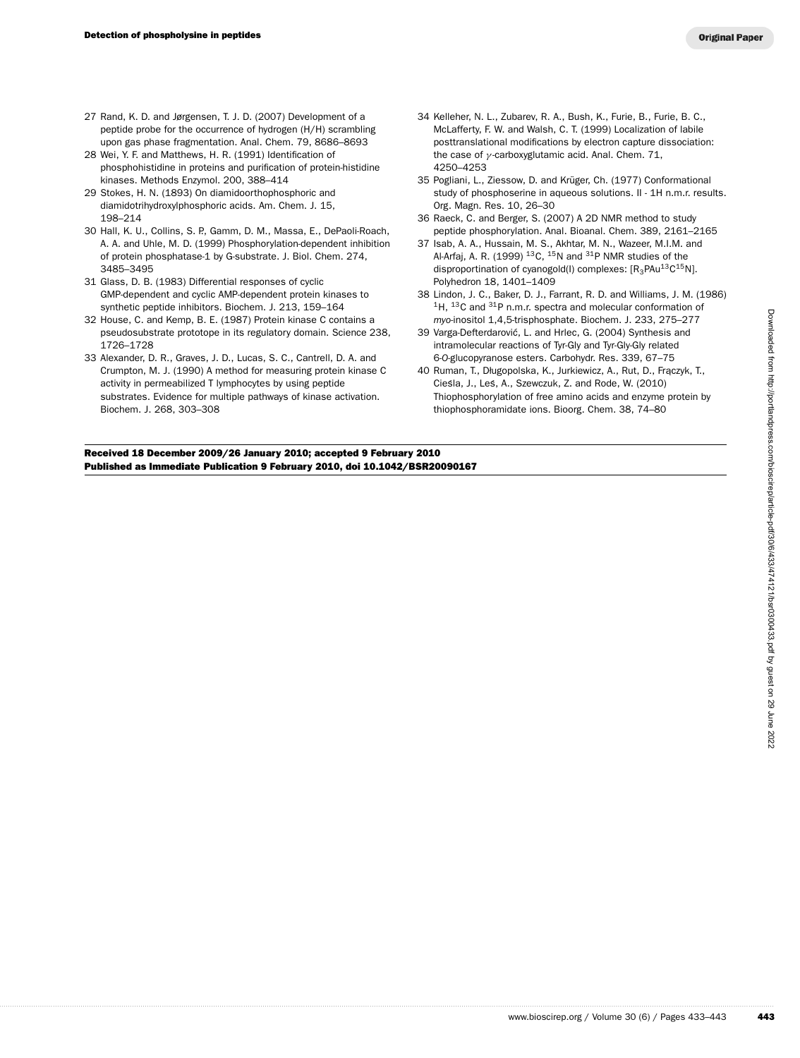27 Rand, K. D. and Jørgensen, T. J. D. (2007) Development of a peptide probe for the occurrence of hydrogen (H/H) scrambling upon gas phase fragmentation. Anal. Chem. 79, 8686–8693

28 Wei, Y. F. and Matthews, H. R. (1991) Identification of phosphohistidine in proteins and purification of protein-histidine kinases. Methods Enzymol. 200, 388–414

29 Stokes, H. N. (1893) On diamidoorthophosphoric and diamidotrihydroxylphosphoric acids. Am. Chem. J. 15, 198–214

30 Hall, K. U., Collins, S. P., Gamm, D. M., Massa, E., DePaoli-Roach, A. A. and Uhle, M. D. (1999) Phosphorylation-dependent inhibition of protein phosphatase-1 by G-substrate. J. Biol. Chem. 274, 3485–3495

31 Glass, D. B. (1983) Differential responses of cyclic GMP-dependent and cyclic AMP-dependent protein kinases to synthetic peptide inhibitors. Biochem. J. 213, 159–164

32 House, C. and Kemp, B. E. (1987) Protein kinase C contains a pseudosubstrate prototope in its regulatory domain. Science 238, 1726–1728

33 Alexander, D. R., Graves, J. D., Lucas, S. C., Cantrell, D. A. and Crumpton, M. J. (1990) A method for measuring protein kinase C activity in permeabilized T lymphocytes by using peptide substrates. Evidence for multiple pathways of kinase activation. Biochem. J. 268, 303–308

34 Kelleher, N. L., Zubarev, R. A., Bush, K., Furie, B., Furie, B. C., McLafferty, F. W. and Walsh, C. T. (1999) Localization of labile posttranslational modifications by electron capture dissociation: the case of $\gamma$-carboxyglutamic acid. Anal. Chem. 71, 4250–4253

35 Pogliani, L., Ziessow, D. and Krüger, Ch. (1977) Conformational study of phosphoserine in aqueous solutions. II - 1H n.m.r. results. Org. Magn. Res. 10, 26–30

36 Raeck, C. and Berger, S. (2007) A 2D NMR method to study peptide phosphorylation. Anal. Bioanal. Chem. 389, 2161–2165

37 Isab, A. A., Hussain, M. S., Akhtar, M. N., Wazeer, M.I.M. and Al-Arfaj, A. R. (1999) $^{13}$C, $^{15}$N and $^{31}$P NMR studies of the disproportination of cyanogold(I) complexes: [$R_3PAu^{13}C^{15}N$]. Polyhedron 18, 1401–1409

38 Lindon, J. C., Baker, D. J., Farrant, R. D. and Williams, J. M. (1986) $^{1}$H, $^{13}$C and $^{31}$P n.m.r. spectra and molecular conformation of *myo*-inositol 1,4,5-trisphosphate. Biochem. J. 233, 275–277

39 Varga-Defterdarović, L. and Hrlec, G. (2004) Synthesis and intramolecular reactions of Tyr-Gly and Tyr-Gly-Gly related 6-O-glucopyranose esters. Carbohydr. Res. 339, 67–75

40 Ruman, T., Długopolska, K., Jurkiewicz, A., Rut, D., Frączyk, T., Cieśla, J., Leś, A., Szewczuk, Z. and Rode, W. (2010) Thiophosphorylation of free amino acids and enzyme protein by thiophosphoramidate ions. Bioorg. Chem. 38, 74–80

**Received 18 December 2009/26 January 2010; accepted 9 February 2010**
**Published as Immediate Publication 9 February 2010, doi 10.1042/BSR20090167**